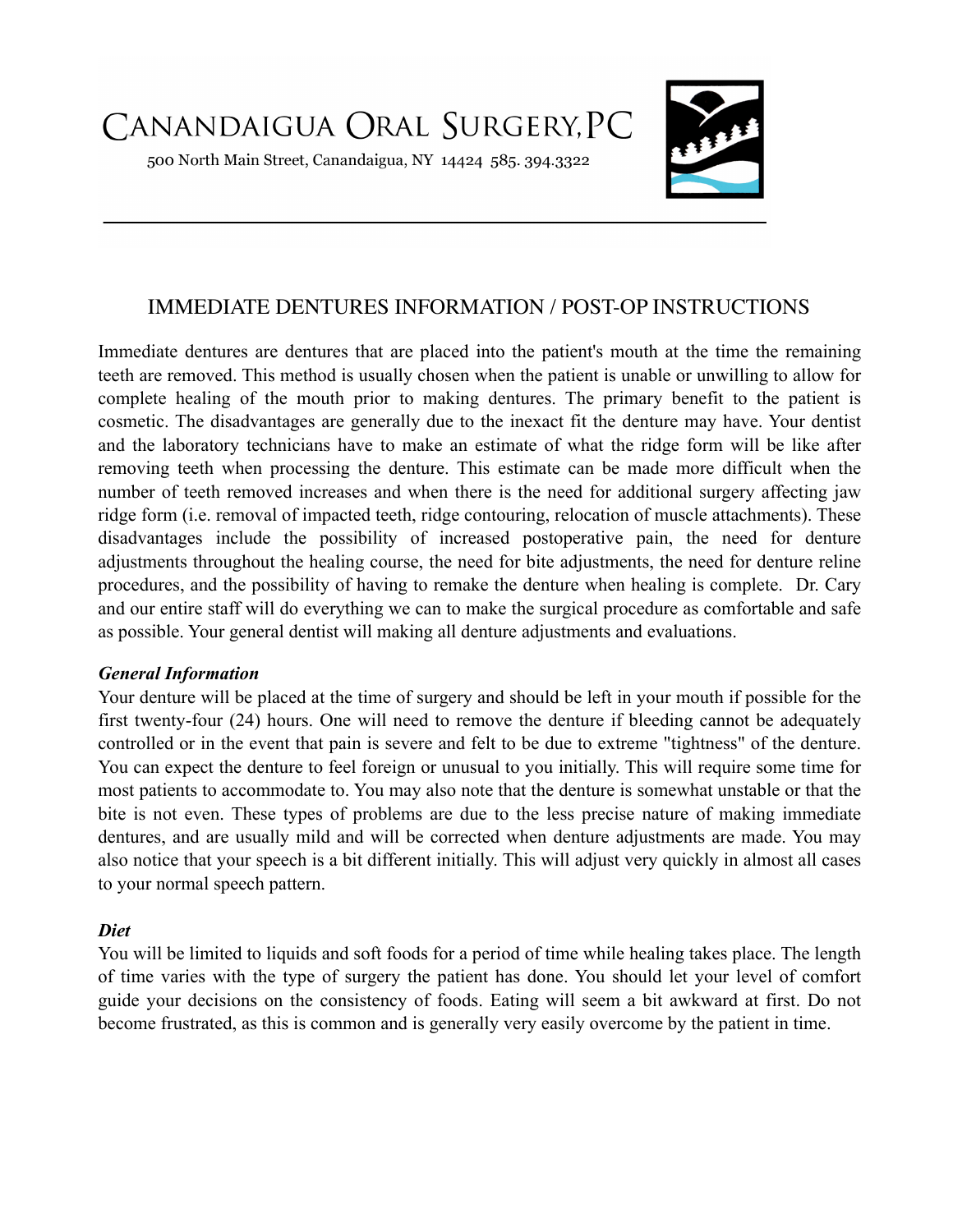# CANANDAIGUA ORAL SURGERY, PC

500 North Main Street, Canandaigua, NY 14424 585. 394.3322

## IMMEDIATE DENTURES INFORMATION / POST-OP INSTRUCTIONS

Immediate dentures are dentures that are placed into the patient's mouth at the time the remaining teeth are removed. This method is usually chosen when the patient is unable or unwilling to allow for complete healing of the mouth prior to making dentures. The primary benefit to the patient is cosmetic. The disadvantages are generally due to the inexact fit the denture may have. Your dentist and the laboratory technicians have to make an estimate of what the ridge form will be like after removing teeth when processing the denture. This estimate can be made more difficult when the number of teeth removed increases and when there is the need for additional surgery affecting jaw ridge form (i.e. removal of impacted teeth, ridge contouring, relocation of muscle attachments). These disadvantages include the possibility of increased postoperative pain, the need for denture adjustments throughout the healing course, the need for bite adjustments, the need for denture reline procedures, and the possibility of having to remake the denture when healing is complete. Dr. Cary and our entire staff will do everything we can to make the surgical procedure as comfortable and safe as possible. Your general dentist will making all denture adjustments and evaluations.

***General Information***

Your denture will be placed at the time of surgery and should be left in your mouth if possible for the first twenty-four (24) hours. One will need to remove the denture if bleeding cannot be adequately controlled or in the event that pain is severe and felt to be due to extreme "tightness" of the denture. You can expect the denture to feel foreign or unusual to you initially. This will require some time for most patients to accommodate to. You may also note that the denture is somewhat unstable or that the bite is not even. These types of problems are due to the less precise nature of making immediate dentures, and are usually mild and will be corrected when denture adjustments are made. You may also notice that your speech is a bit different initially. This will adjust very quickly in almost all cases to your normal speech pattern.

***Diet***

You will be limited to liquids and soft foods for a period of time while healing takes place. The length of time varies with the type of surgery the patient has done. You should let your level of comfort guide your decisions on the consistency of foods. Eating will seem a bit awkward at first. Do not become frustrated, as this is common and is generally very easily overcome by the patient in time.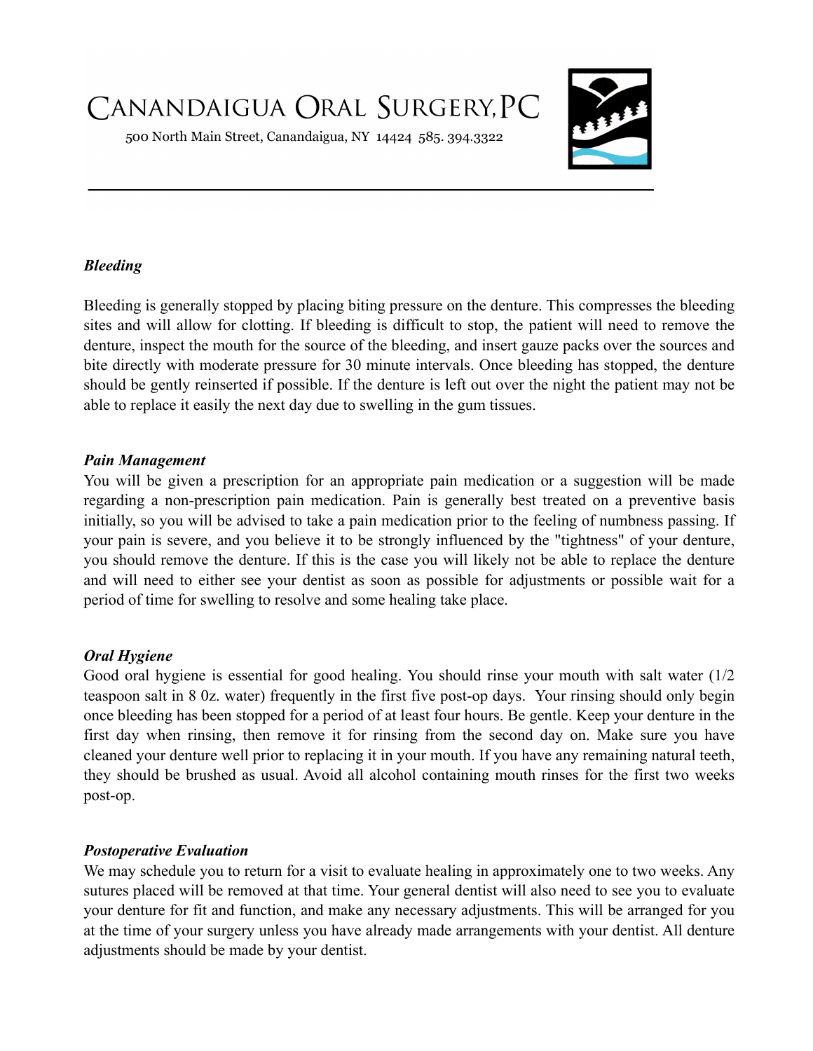# Canandaigua Oral Surgery, PC

500 North Main Street, Canandaigua, NY 14424 585. 394.3322

---

***Bleeding***

Bleeding is generally stopped by placing biting pressure on the denture. This compresses the bleeding sites and will allow for clotting. If bleeding is difficult to stop, the patient will need to remove the denture, inspect the mouth for the source of the bleeding, and insert gauze packs over the sources and bite directly with moderate pressure for 30 minute intervals. Once bleeding has stopped, the denture should be gently reinserted if possible. If the denture is left out over the night the patient may not be able to replace it easily the next day due to swelling in the gum tissues.

***Pain Management***

You will be given a prescription for an appropriate pain medication or a suggestion will be made regarding a non-prescription pain medication. Pain is generally best treated on a preventive basis initially, so you will be advised to take a pain medication prior to the feeling of numbness passing. If your pain is severe, and you believe it to be strongly influenced by the "tightness" of your denture, you should remove the denture. If this is the case you will likely not be able to replace the denture and will need to either see your dentist as soon as possible for adjustments or possible wait for a period of time for swelling to resolve and some healing take place.

***Oral Hygiene***

Good oral hygiene is essential for good healing. You should rinse your mouth with salt water (1/2 teaspoon salt in 8 0z. water) frequently in the first five post-op days. Your rinsing should only begin once bleeding has been stopped for a period of at least four hours. Be gentle. Keep your denture in the first day when rinsing, then remove it for rinsing from the second day on. Make sure you have cleaned your denture well prior to replacing it in your mouth. If you have any remaining natural teeth, they should be brushed as usual. Avoid all alcohol containing mouth rinses for the first two weeks post-op.

***Postoperative Evaluation***

We may schedule you to return for a visit to evaluate healing in approximately one to two weeks. Any sutures placed will be removed at that time. Your general dentist will also need to see you to evaluate your denture for fit and function, and make any necessary adjustments. This will be arranged for you at the time of your surgery unless you have already made arrangements with your dentist. All denture adjustments should be made by your dentist.